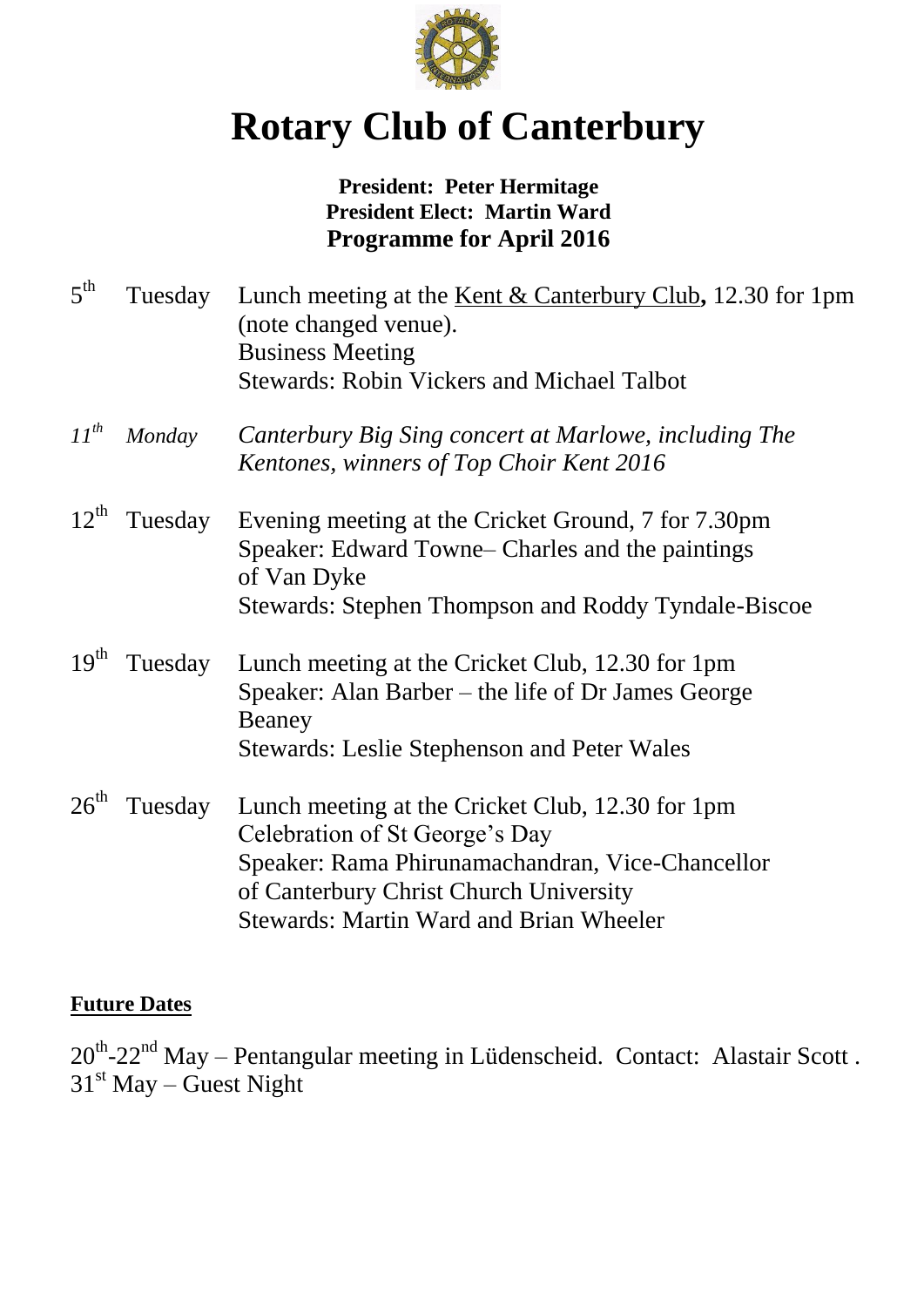# Rotary Club of Canterbury

**President: Peter Hermitage**
**President Elect: Martin Ward**
**Programme for April 2016**

| | | |
|---|---|---|
| 5th | Tuesday | Lunch meeting at the Kent & Canterbury Club, 12.30 for 1pm (note changed venue).<br>Business Meeting<br>Stewards: Robin Vickers and Michael Talbot |
| *11th* | *Monday* | *Canterbury Big Sing concert at Marlowe, including The Kentones, winners of Top Choir Kent 2016* |
| 12th | Tuesday | Evening meeting at the Cricket Ground, 7 for 7.30pm<br>Speaker: Edward Towne– Charles and the paintings of Van Dyke<br>Stewards: Stephen Thompson and Roddy Tyndale-Biscoe |
| 19th | Tuesday | Lunch meeting at the Cricket Club, 12.30 for 1pm<br>Speaker: Alan Barber – the life of Dr James George Beaney<br>Stewards: Leslie Stephenson and Peter Wales |
| 26th | Tuesday | Lunch meeting at the Cricket Club, 12.30 for 1pm<br>Celebration of St George's Day<br>Speaker: Rama Phirunamachandran, Vice-Chancellor of Canterbury Christ Church University<br>Stewards: Martin Ward and Brian Wheeler |

**Future Dates**

20th-22nd May – Pentangular meeting in Lüdenscheid. Contact: Alastair Scott .
31st May – Guest Night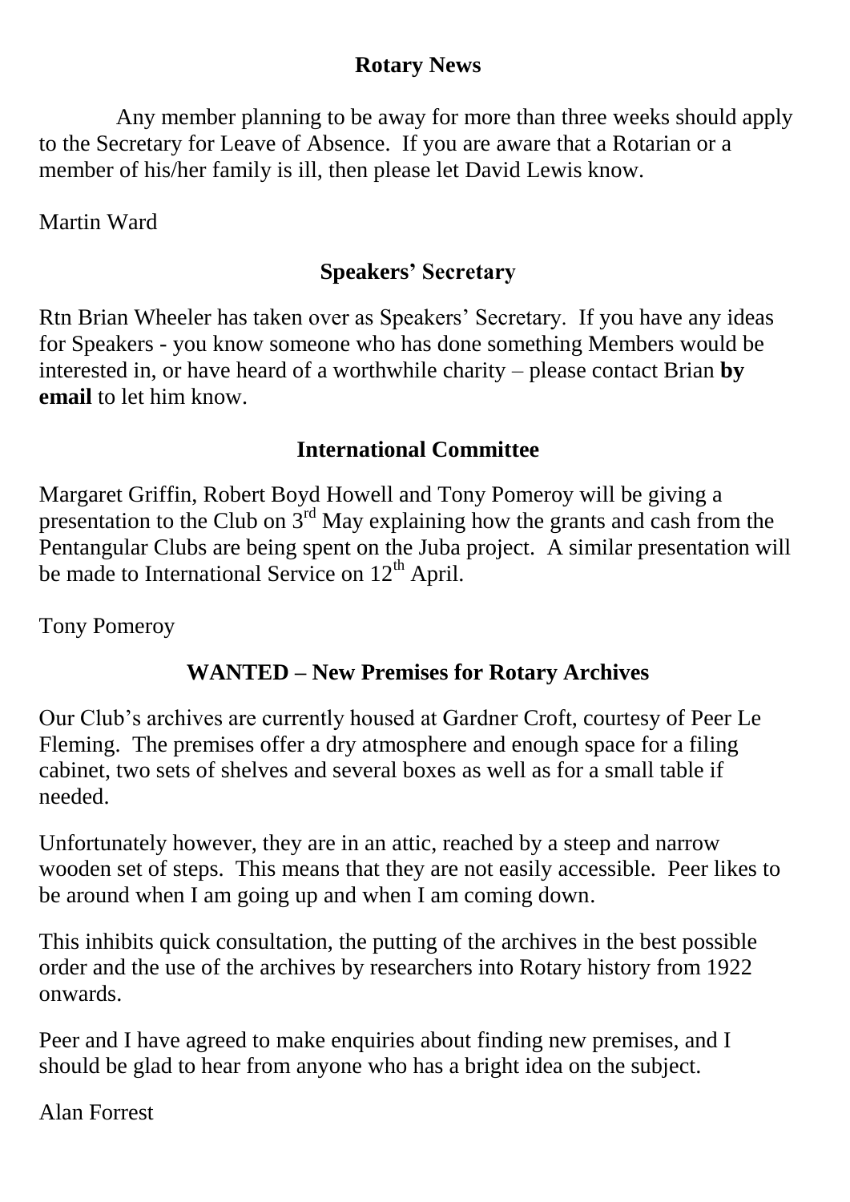## Rotary News

Any member planning to be away for more than three weeks should apply to the Secretary for Leave of Absence. If you are aware that a Rotarian or a member of his/her family is ill, then please let David Lewis know.

Martin Ward

## Speakers' Secretary

Rtn Brian Wheeler has taken over as Speakers' Secretary. If you have any ideas for Speakers - you know someone who has done something Members would be interested in, or have heard of a worthwhile charity – please contact Brian **by email** to let him know.

## International Committee

Margaret Griffin, Robert Boyd Howell and Tony Pomeroy will be giving a presentation to the Club on 3rd May explaining how the grants and cash from the Pentangular Clubs are being spent on the Juba project. A similar presentation will be made to International Service on 12th April.

Tony Pomeroy

## WANTED – New Premises for Rotary Archives

Our Club's archives are currently housed at Gardner Croft, courtesy of Peer Le Fleming. The premises offer a dry atmosphere and enough space for a filing cabinet, two sets of shelves and several boxes as well as for a small table if needed.

Unfortunately however, they are in an attic, reached by a steep and narrow wooden set of steps. This means that they are not easily accessible. Peer likes to be around when I am going up and when I am coming down.

This inhibits quick consultation, the putting of the archives in the best possible order and the use of the archives by researchers into Rotary history from 1922 onwards.

Peer and I have agreed to make enquiries about finding new premises, and I should be glad to hear from anyone who has a bright idea on the subject.

Alan Forrest